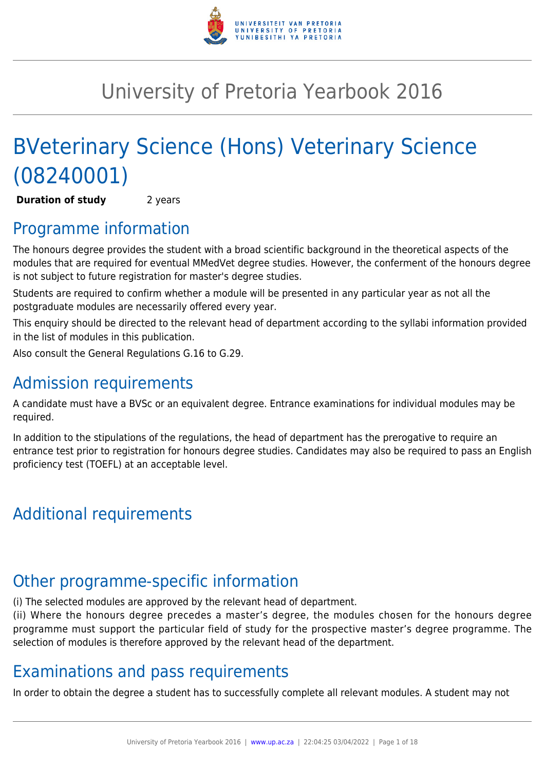# University of Pretoria Yearbook 2016

# BVeterinary Science (Hons) Veterinary Science (08240001)

**Duration of study** 2 years

## Programme information

The honours degree provides the student with a broad scientific background in the theoretical aspects of the modules that are required for eventual MMedVet degree studies. However, the conferment of the honours degree is not subject to future registration for master's degree studies.

Students are required to confirm whether a module will be presented in any particular year as not all the postgraduate modules are necessarily offered every year.

This enquiry should be directed to the relevant head of department according to the syllabi information provided in the list of modules in this publication.

Also consult the General Regulations G.16 to G.29.

## Admission requirements

A candidate must have a BVSc or an equivalent degree. Entrance examinations for individual modules may be required.

In addition to the stipulations of the regulations, the head of department has the prerogative to require an entrance test prior to registration for honours degree studies. Candidates may also be required to pass an English proficiency test (TOEFL) at an acceptable level.

## Additional requirements

## Other programme-specific information

(i) The selected modules are approved by the relevant head of department.
(ii) Where the honours degree precedes a master's degree, the modules chosen for the honours degree programme must support the particular field of study for the prospective master's degree programme. The selection of modules is therefore approved by the relevant head of the department.

## Examinations and pass requirements

In order to obtain the degree a student has to successfully complete all relevant modules. A student may not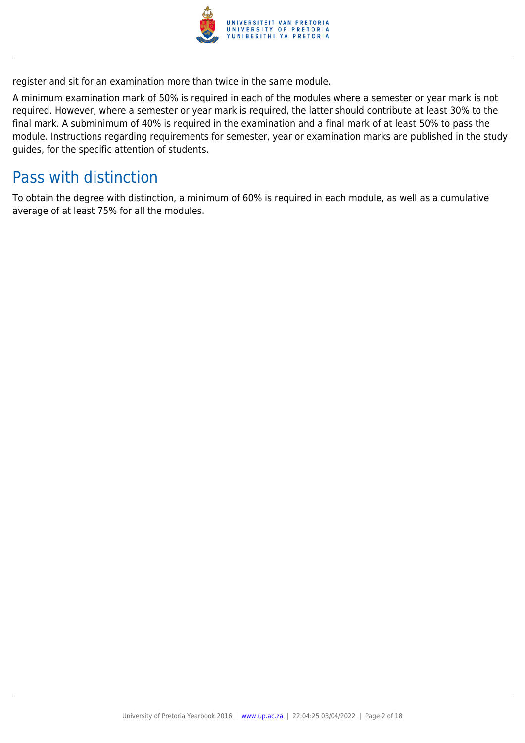register and sit for an examination more than twice in the same module.

A minimum examination mark of 50% is required in each of the modules where a semester or year mark is not required. However, where a semester or year mark is required, the latter should contribute at least 30% to the final mark. A subminimum of 40% is required in the examination and a final mark of at least 50% to pass the module. Instructions regarding requirements for semester, year or examination marks are published in the study guides, for the specific attention of students.

## Pass with distinction

To obtain the degree with distinction, a minimum of 60% is required in each module, as well as a cumulative average of at least 75% for all the modules.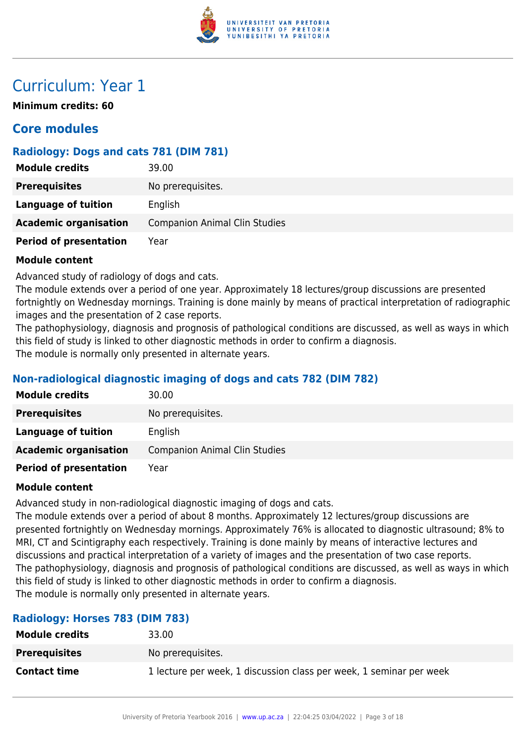# Curriculum: Year 1

**Minimum credits: 60**

## Core modules

### Radiology: Dogs and cats 781 (DIM 781)

| | |
|---|---|
| **Module credits** | 39.00 |
| **Prerequisites** | No prerequisites. |
| **Language of tuition** | English |
| **Academic organisation** | Companion Animal Clin Studies |
| **Period of presentation** | Year |

**Module content**

Advanced study of radiology of dogs and cats.
The module extends over a period of one year. Approximately 18 lectures/group discussions are presented fortnightly on Wednesday mornings. Training is done mainly by means of practical interpretation of radiographic images and the presentation of 2 case reports.
The pathophysiology, diagnosis and prognosis of pathological conditions are discussed, as well as ways in which this field of study is linked to other diagnostic methods in order to confirm a diagnosis.
The module is normally only presented in alternate years.

### Non-radiological diagnostic imaging of dogs and cats 782 (DIM 782)

| | |
|---|---|
| **Module credits** | 30.00 |
| **Prerequisites** | No prerequisites. |
| **Language of tuition** | English |
| **Academic organisation** | Companion Animal Clin Studies |
| **Period of presentation** | Year |

**Module content**

Advanced study in non-radiological diagnostic imaging of dogs and cats.
The module extends over a period of about 8 months. Approximately 12 lectures/group discussions are presented fortnightly on Wednesday mornings. Approximately 76% is allocated to diagnostic ultrasound; 8% to MRI, CT and Scintigraphy each respectively. Training is done mainly by means of interactive lectures and discussions and practical interpretation of a variety of images and the presentation of two case reports.
The pathophysiology, diagnosis and prognosis of pathological conditions are discussed, as well as ways in which this field of study is linked to other diagnostic methods in order to confirm a diagnosis.
The module is normally only presented in alternate years.

### Radiology: Horses 783 (DIM 783)

| | |
|---|---|
| **Module credits** | 33.00 |
| **Prerequisites** | No prerequisites. |
| **Contact time** | 1 lecture per week, 1 discussion class per week, 1 seminar per week |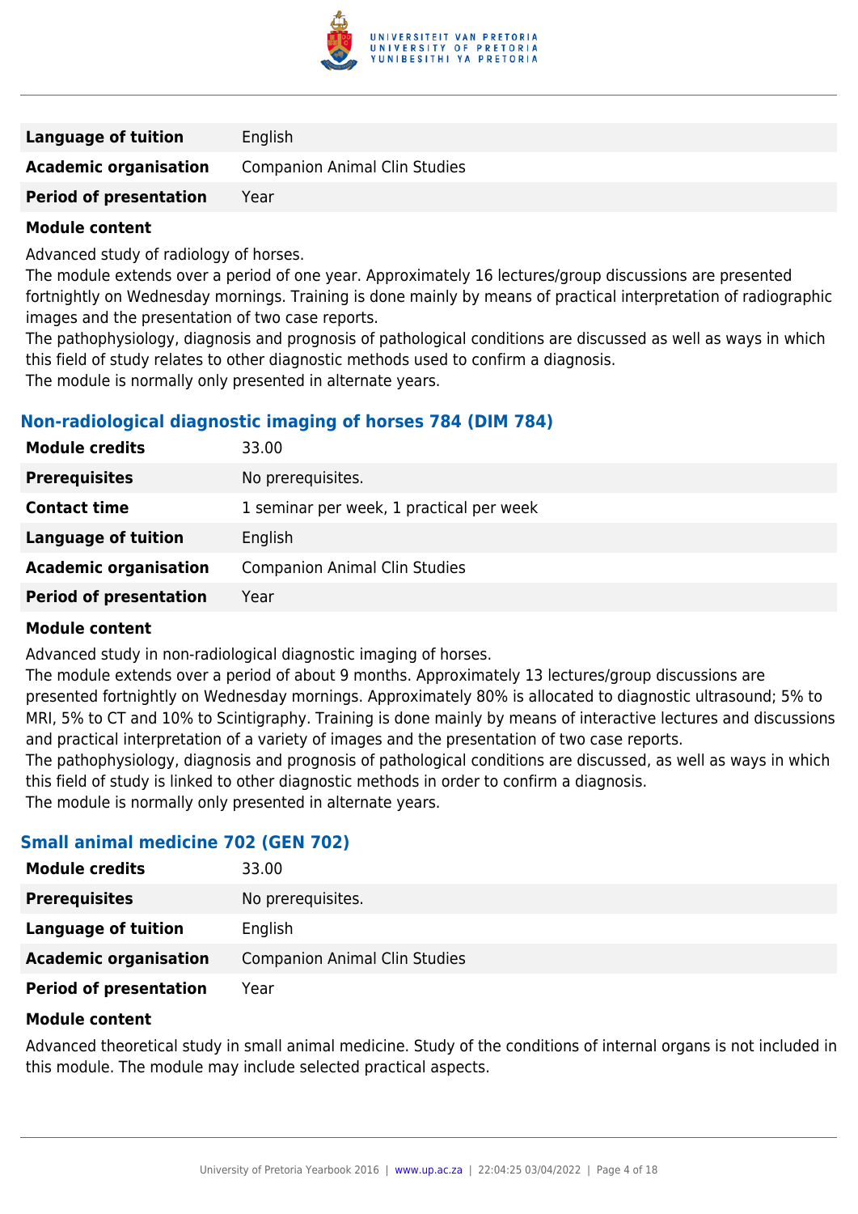| | |
|---|---|
| **Language of tuition** | English |
| **Academic organisation** | Companion Animal Clin Studies |
| **Period of presentation** | Year |

**Module content**

Advanced study of radiology of horses.
The module extends over a period of one year. Approximately 16 lectures/group discussions are presented fortnightly on Wednesday mornings. Training is done mainly by means of practical interpretation of radiographic images and the presentation of two case reports.
The pathophysiology, diagnosis and prognosis of pathological conditions are discussed as well as ways in which this field of study relates to other diagnostic methods used to confirm a diagnosis.
The module is normally only presented in alternate years.

### Non-radiological diagnostic imaging of horses 784 (DIM 784)

| | |
|---|---|
| **Module credits** | 33.00 |
| **Prerequisites** | No prerequisites. |
| **Contact time** | 1 seminar per week, 1 practical per week |
| **Language of tuition** | English |
| **Academic organisation** | Companion Animal Clin Studies |
| **Period of presentation** | Year |

**Module content**

Advanced study in non-radiological diagnostic imaging of horses.
The module extends over a period of about 9 months. Approximately 13 lectures/group discussions are presented fortnightly on Wednesday mornings. Approximately 80% is allocated to diagnostic ultrasound; 5% to MRI, 5% to CT and 10% to Scintigraphy. Training is done mainly by means of interactive lectures and discussions and practical interpretation of a variety of images and the presentation of two case reports.
The pathophysiology, diagnosis and prognosis of pathological conditions are discussed, as well as ways in which this field of study is linked to other diagnostic methods in order to confirm a diagnosis.
The module is normally only presented in alternate years.

### Small animal medicine 702 (GEN 702)

| | |
|---|---|
| **Module credits** | 33.00 |
| **Prerequisites** | No prerequisites. |
| **Language of tuition** | English |
| **Academic organisation** | Companion Animal Clin Studies |
| **Period of presentation** | Year |

**Module content**

Advanced theoretical study in small animal medicine. Study of the conditions of internal organs is not included in this module. The module may include selected practical aspects.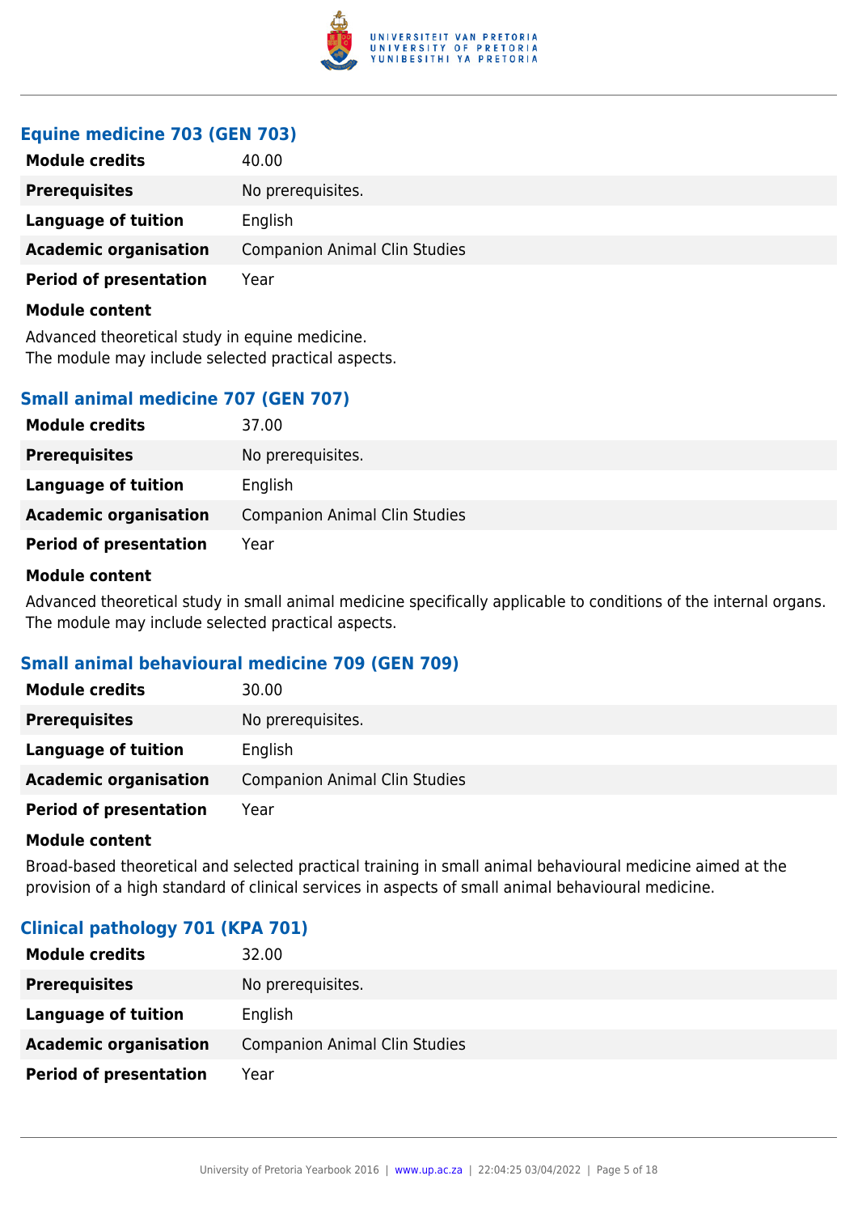### Equine medicine 703 (GEN 703)

| | |
|---|---|
| **Module credits** | 40.00 |
| **Prerequisites** | No prerequisites. |
| **Language of tuition** | English |
| **Academic organisation** | Companion Animal Clin Studies |
| **Period of presentation** | Year |

**Module content**

Advanced theoretical study in equine medicine.
The module may include selected practical aspects.

### Small animal medicine 707 (GEN 707)

| | |
|---|---|
| **Module credits** | 37.00 |
| **Prerequisites** | No prerequisites. |
| **Language of tuition** | English |
| **Academic organisation** | Companion Animal Clin Studies |
| **Period of presentation** | Year |

**Module content**

Advanced theoretical study in small animal medicine specifically applicable to conditions of the internal organs.
The module may include selected practical aspects.

### Small animal behavioural medicine 709 (GEN 709)

| | |
|---|---|
| **Module credits** | 30.00 |
| **Prerequisites** | No prerequisites. |
| **Language of tuition** | English |
| **Academic organisation** | Companion Animal Clin Studies |
| **Period of presentation** | Year |

**Module content**

Broad-based theoretical and selected practical training in small animal behavioural medicine aimed at the provision of a high standard of clinical services in aspects of small animal behavioural medicine.

### Clinical pathology 701 (KPA 701)

| | |
|---|---|
| **Module credits** | 32.00 |
| **Prerequisites** | No prerequisites. |
| **Language of tuition** | English |
| **Academic organisation** | Companion Animal Clin Studies |
| **Period of presentation** | Year |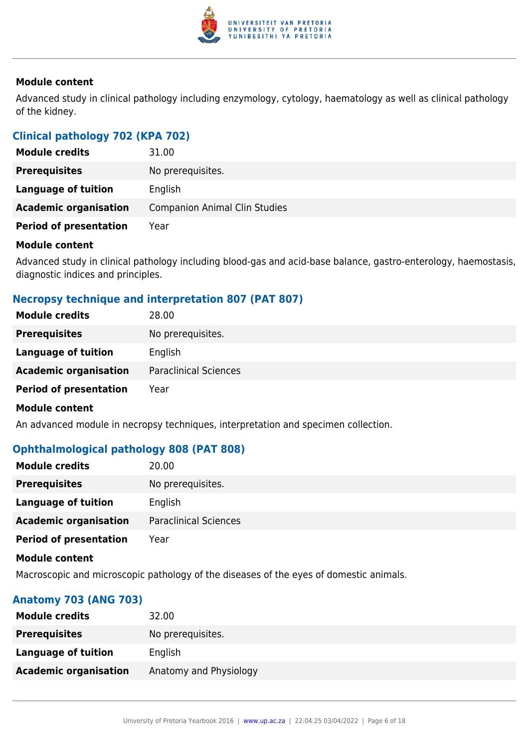**Module content**

Advanced study in clinical pathology including enzymology, cytology, haematology as well as clinical pathology of the kidney.

### Clinical pathology 702 (KPA 702)

| | |
|---|---|
| **Module credits** | 31.00 |
| **Prerequisites** | No prerequisites. |
| **Language of tuition** | English |
| **Academic organisation** | Companion Animal Clin Studies |
| **Period of presentation** | Year |

**Module content**

Advanced study in clinical pathology including blood-gas and acid-base balance, gastro-enterology, haemostasis, diagnostic indices and principles.

### Necropsy technique and interpretation 807 (PAT 807)

| | |
|---|---|
| **Module credits** | 28.00 |
| **Prerequisites** | No prerequisites. |
| **Language of tuition** | English |
| **Academic organisation** | Paraclinical Sciences |
| **Period of presentation** | Year |

**Module content**

An advanced module in necropsy techniques, interpretation and specimen collection.

### Ophthalmological pathology 808 (PAT 808)

| | |
|---|---|
| **Module credits** | 20.00 |
| **Prerequisites** | No prerequisites. |
| **Language of tuition** | English |
| **Academic organisation** | Paraclinical Sciences |
| **Period of presentation** | Year |

**Module content**

Macroscopic and microscopic pathology of the diseases of the eyes of domestic animals.

### Anatomy 703 (ANG 703)

| | |
|---|---|
| **Module credits** | 32.00 |
| **Prerequisites** | No prerequisites. |
| **Language of tuition** | English |
| **Academic organisation** | Anatomy and Physiology |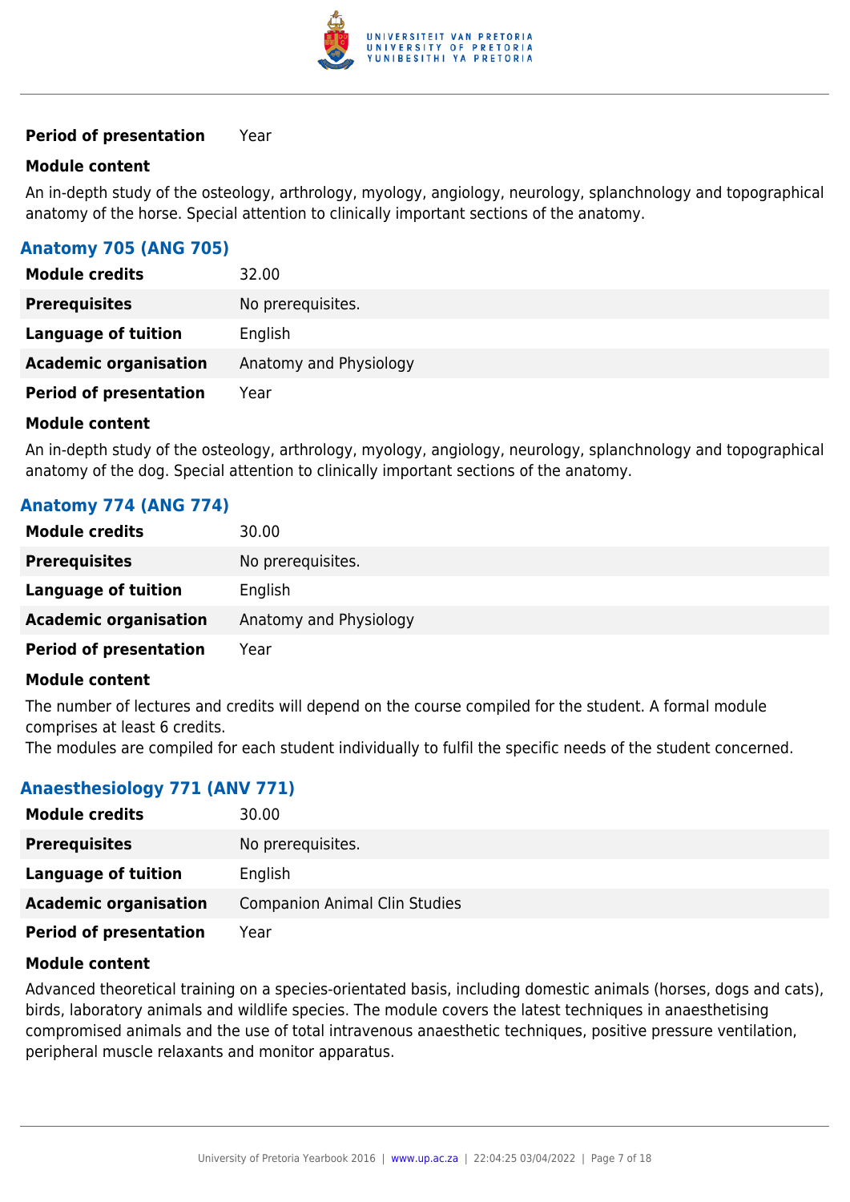| | |
|---|---|
| **Period of presentation** | Year |

**Module content**

An in-depth study of the osteology, arthrology, myology, angiology, neurology, splanchnology and topographical anatomy of the horse. Special attention to clinically important sections of the anatomy.

### Anatomy 705 (ANG 705)

| | |
|---|---|
| **Module credits** | 32.00 |
| **Prerequisites** | No prerequisites. |
| **Language of tuition** | English |
| **Academic organisation** | Anatomy and Physiology |
| **Period of presentation** | Year |

**Module content**

An in-depth study of the osteology, arthrology, myology, angiology, neurology, splanchnology and topographical anatomy of the dog. Special attention to clinically important sections of the anatomy.

### Anatomy 774 (ANG 774)

| | |
|---|---|
| **Module credits** | 30.00 |
| **Prerequisites** | No prerequisites. |
| **Language of tuition** | English |
| **Academic organisation** | Anatomy and Physiology |
| **Period of presentation** | Year |

**Module content**

The number of lectures and credits will depend on the course compiled for the student. A formal module comprises at least 6 credits.
The modules are compiled for each student individually to fulfil the specific needs of the student concerned.

### Anaesthesiology 771 (ANV 771)

| | |
|---|---|
| **Module credits** | 30.00 |
| **Prerequisites** | No prerequisites. |
| **Language of tuition** | English |
| **Academic organisation** | Companion Animal Clin Studies |
| **Period of presentation** | Year |

**Module content**

Advanced theoretical training on a species-orientated basis, including domestic animals (horses, dogs and cats), birds, laboratory animals and wildlife species. The module covers the latest techniques in anaesthetising compromised animals and the use of total intravenous anaesthetic techniques, positive pressure ventilation, peripheral muscle relaxants and monitor apparatus.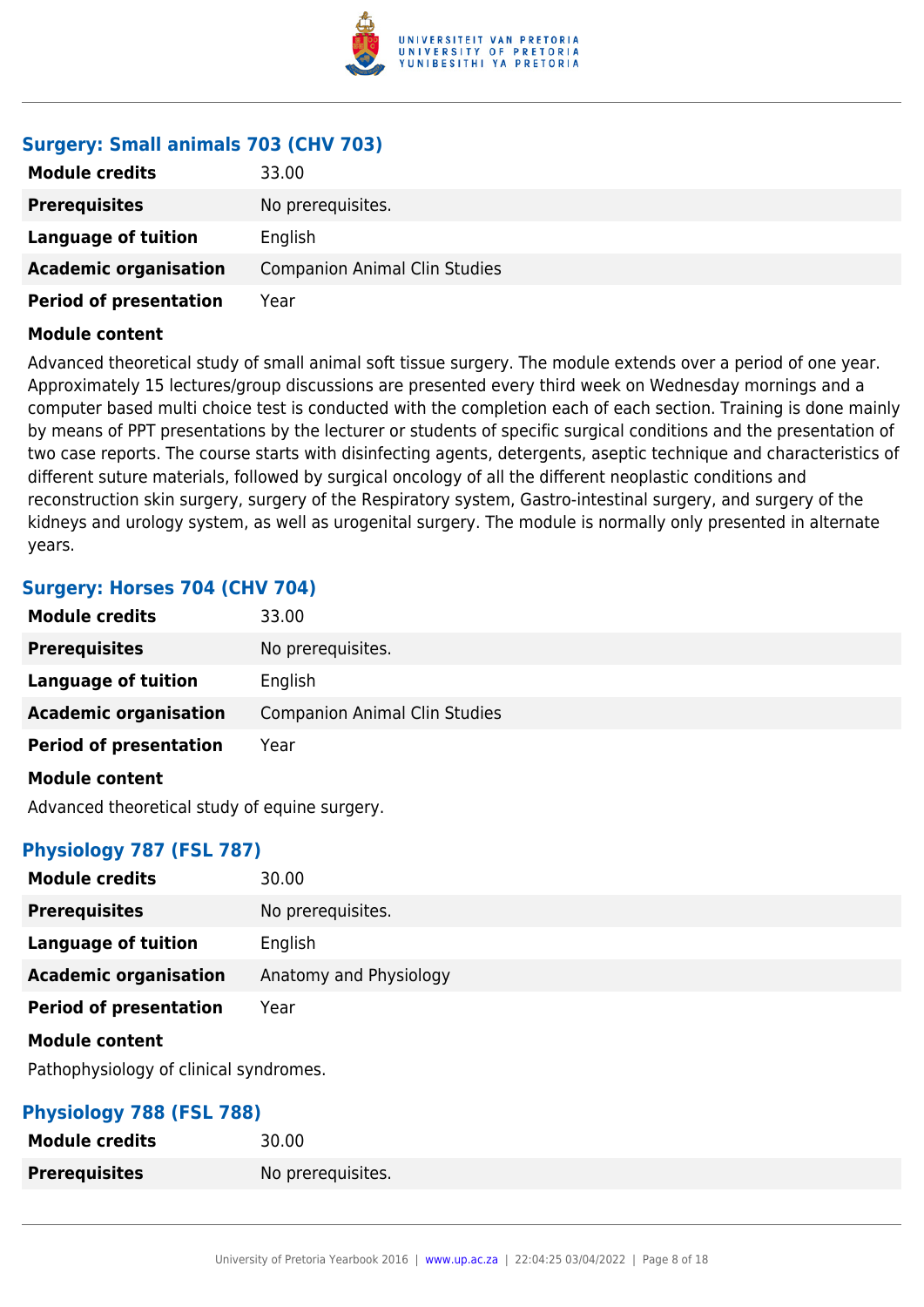### Surgery: Small animals 703 (CHV 703)

| | |
|---|---|
| **Module credits** | 33.00 |
| **Prerequisites** | No prerequisites. |
| **Language of tuition** | English |
| **Academic organisation** | Companion Animal Clin Studies |
| **Period of presentation** | Year |

**Module content**

Advanced theoretical study of small animal soft tissue surgery. The module extends over a period of one year. Approximately 15 lectures/group discussions are presented every third week on Wednesday mornings and a computer based multi choice test is conducted with the completion each of each section. Training is done mainly by means of PPT presentations by the lecturer or students of specific surgical conditions and the presentation of two case reports. The course starts with disinfecting agents, detergents, aseptic technique and characteristics of different suture materials, followed by surgical oncology of all the different neoplastic conditions and reconstruction skin surgery, surgery of the Respiratory system, Gastro-intestinal surgery, and surgery of the kidneys and urology system, as well as urogenital surgery. The module is normally only presented in alternate years.

### Surgery: Horses 704 (CHV 704)

| | |
|---|---|
| **Module credits** | 33.00 |
| **Prerequisites** | No prerequisites. |
| **Language of tuition** | English |
| **Academic organisation** | Companion Animal Clin Studies |
| **Period of presentation** | Year |

**Module content**

Advanced theoretical study of equine surgery.

### Physiology 787 (FSL 787)

| | |
|---|---|
| **Module credits** | 30.00 |
| **Prerequisites** | No prerequisites. |
| **Language of tuition** | English |
| **Academic organisation** | Anatomy and Physiology |
| **Period of presentation** | Year |

**Module content**

Pathophysiology of clinical syndromes.

### Physiology 788 (FSL 788)

| | |
|---|---|
| **Module credits** | 30.00 |
| **Prerequisites** | No prerequisites. |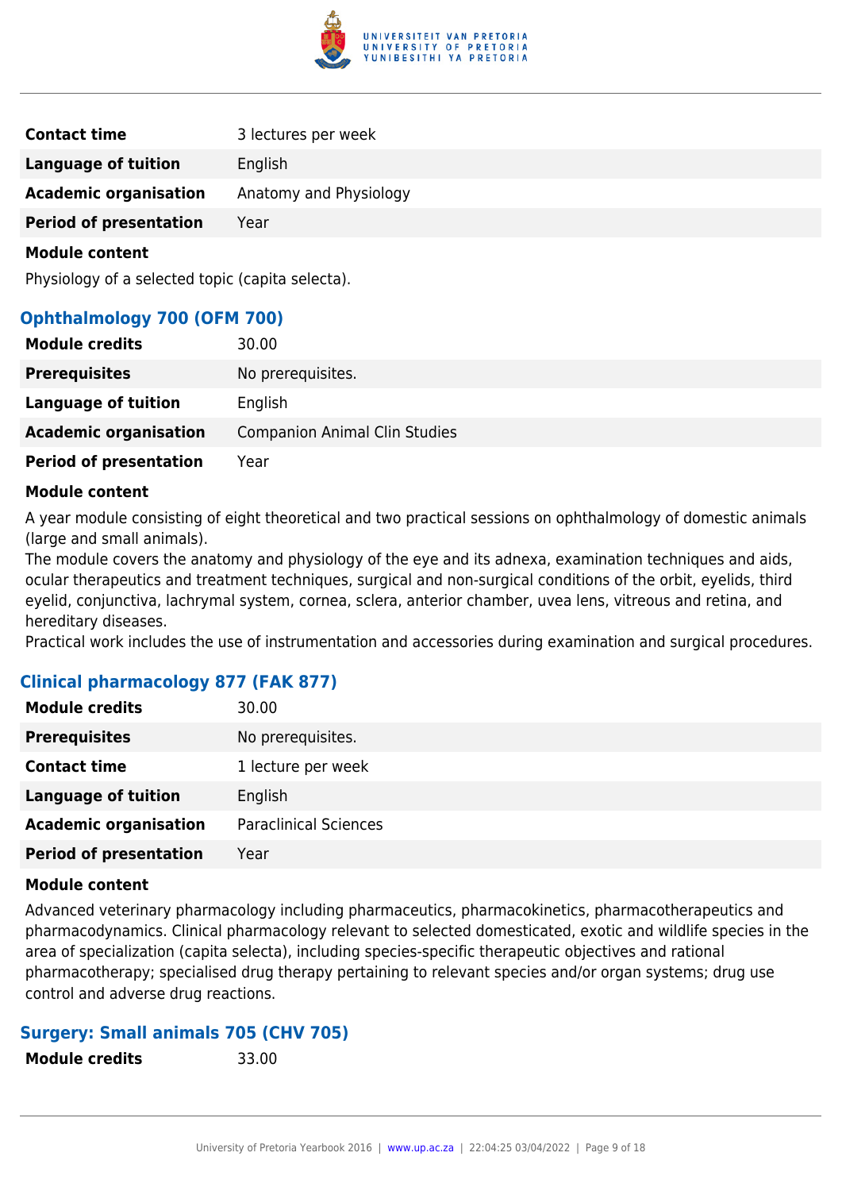| | |
|---|---|
| **Contact time** | 3 lectures per week |
| **Language of tuition** | English |
| **Academic organisation** | Anatomy and Physiology |
| **Period of presentation** | Year |

**Module content**

Physiology of a selected topic (capita selecta).

### Ophthalmology 700 (OFM 700)

| | |
|---|---|
| **Module credits** | 30.00 |
| **Prerequisites** | No prerequisites. |
| **Language of tuition** | English |
| **Academic organisation** | Companion Animal Clin Studies |
| **Period of presentation** | Year |

**Module content**

A year module consisting of eight theoretical and two practical sessions on ophthalmology of domestic animals (large and small animals).
The module covers the anatomy and physiology of the eye and its adnexa, examination techniques and aids, ocular therapeutics and treatment techniques, surgical and non-surgical conditions of the orbit, eyelids, third eyelid, conjunctiva, lachrymal system, cornea, sclera, anterior chamber, uvea lens, vitreous and retina, and hereditary diseases.
Practical work includes the use of instrumentation and accessories during examination and surgical procedures.

### Clinical pharmacology 877 (FAK 877)

| | |
|---|---|
| **Module credits** | 30.00 |
| **Prerequisites** | No prerequisites. |
| **Contact time** | 1 lecture per week |
| **Language of tuition** | English |
| **Academic organisation** | Paraclinical Sciences |
| **Period of presentation** | Year |

**Module content**

Advanced veterinary pharmacology including pharmaceutics, pharmacokinetics, pharmacotherapeutics and pharmacodynamics. Clinical pharmacology relevant to selected domesticated, exotic and wildlife species in the area of specialization (capita selecta), including species-specific therapeutic objectives and rational pharmacotherapy; specialised drug therapy pertaining to relevant species and/or organ systems; drug use control and adverse drug reactions.

### Surgery: Small animals 705 (CHV 705)

| | |
|---|---|
| **Module credits** | 33.00 |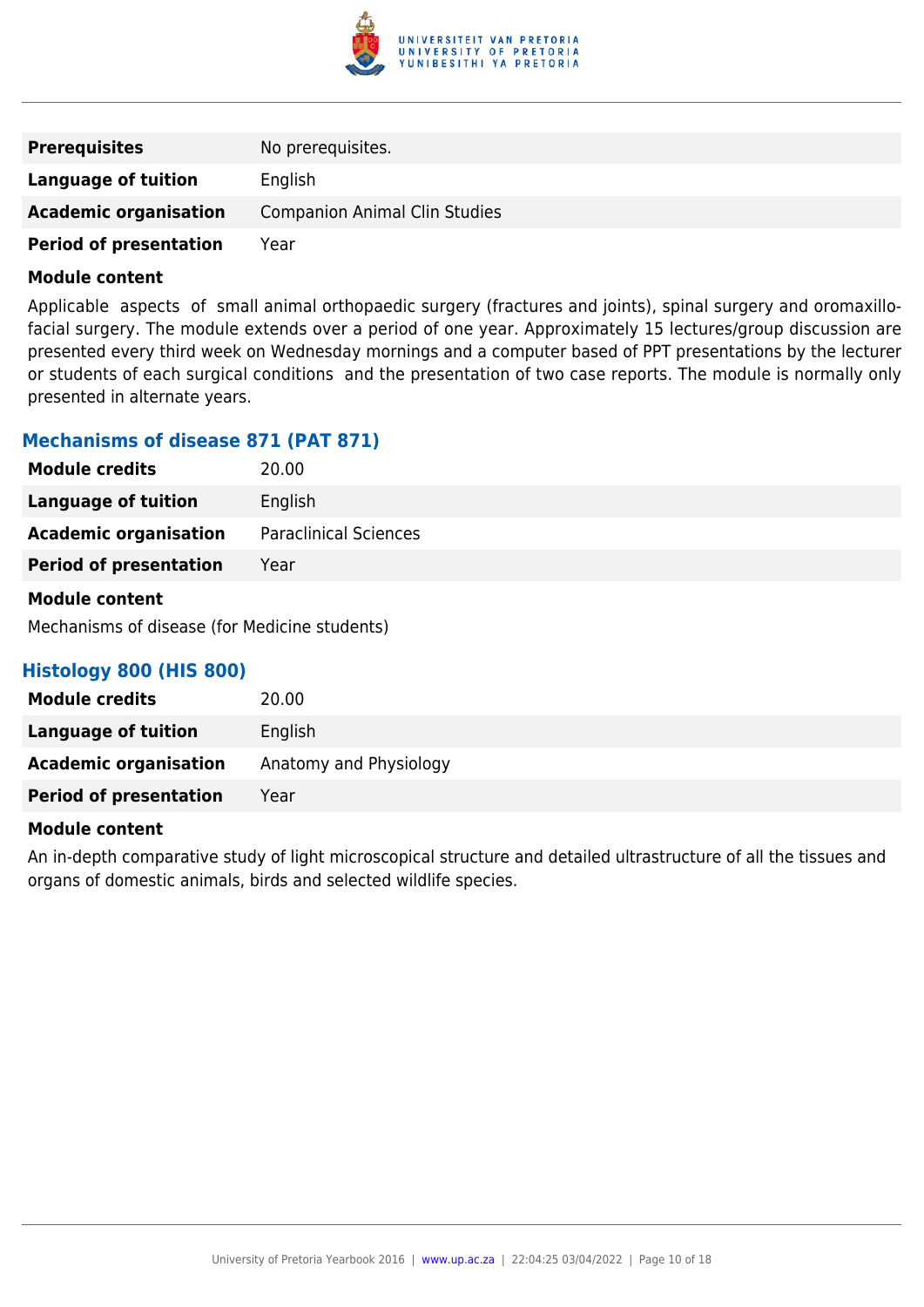| | |
|---|---|
| **Prerequisites** | No prerequisites. |
| **Language of tuition** | English |
| **Academic organisation** | Companion Animal Clin Studies |
| **Period of presentation** | Year |

**Module content**

Applicable aspects of small animal orthopaedic surgery (fractures and joints), spinal surgery and oromaxillo-facial surgery. The module extends over a period of one year. Approximately 15 lectures/group discussion are presented every third week on Wednesday mornings and a computer based of PPT presentations by the lecturer or students of each surgical conditions and the presentation of two case reports. The module is normally only presented in alternate years.

### Mechanisms of disease 871 (PAT 871)

| | |
|---|---|
| **Module credits** | 20.00 |
| **Language of tuition** | English |
| **Academic organisation** | Paraclinical Sciences |
| **Period of presentation** | Year |

**Module content**

Mechanisms of disease (for Medicine students)

### Histology 800 (HIS 800)

| | |
|---|---|
| **Module credits** | 20.00 |
| **Language of tuition** | English |
| **Academic organisation** | Anatomy and Physiology |
| **Period of presentation** | Year |

**Module content**

An in-depth comparative study of light microscopical structure and detailed ultrastructure of all the tissues and organs of domestic animals, birds and selected wildlife species.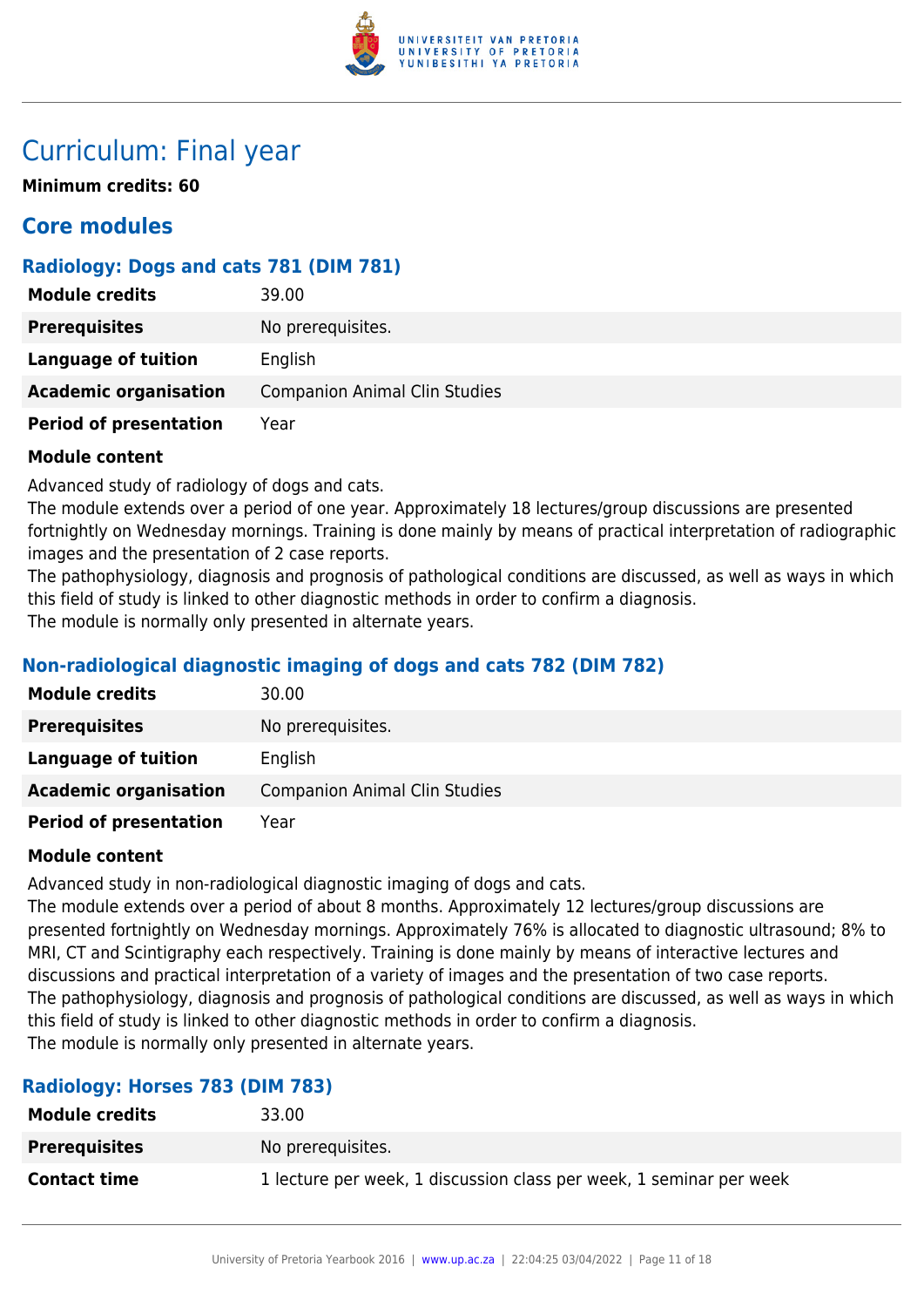# Curriculum: Final year

**Minimum credits: 60**

## Core modules

### Radiology: Dogs and cats 781 (DIM 781)

| | |
|---|---|
| **Module credits** | 39.00 |
| **Prerequisites** | No prerequisites. |
| **Language of tuition** | English |
| **Academic organisation** | Companion Animal Clin Studies |
| **Period of presentation** | Year |

**Module content**

Advanced study of radiology of dogs and cats.
The module extends over a period of one year. Approximately 18 lectures/group discussions are presented fortnightly on Wednesday mornings. Training is done mainly by means of practical interpretation of radiographic images and the presentation of 2 case reports.
The pathophysiology, diagnosis and prognosis of pathological conditions are discussed, as well as ways in which this field of study is linked to other diagnostic methods in order to confirm a diagnosis.
The module is normally only presented in alternate years.

### Non-radiological diagnostic imaging of dogs and cats 782 (DIM 782)

| | |
|---|---|
| **Module credits** | 30.00 |
| **Prerequisites** | No prerequisites. |
| **Language of tuition** | English |
| **Academic organisation** | Companion Animal Clin Studies |
| **Period of presentation** | Year |

**Module content**

Advanced study in non-radiological diagnostic imaging of dogs and cats.
The module extends over a period of about 8 months. Approximately 12 lectures/group discussions are presented fortnightly on Wednesday mornings. Approximately 76% is allocated to diagnostic ultrasound; 8% to MRI, CT and Scintigraphy each respectively. Training is done mainly by means of interactive lectures and discussions and practical interpretation of a variety of images and the presentation of two case reports.
The pathophysiology, diagnosis and prognosis of pathological conditions are discussed, as well as ways in which this field of study is linked to other diagnostic methods in order to confirm a diagnosis.
The module is normally only presented in alternate years.

### Radiology: Horses 783 (DIM 783)

| | |
|---|---|
| **Module credits** | 33.00 |
| **Prerequisites** | No prerequisites. |
| **Contact time** | 1 lecture per week, 1 discussion class per week, 1 seminar per week |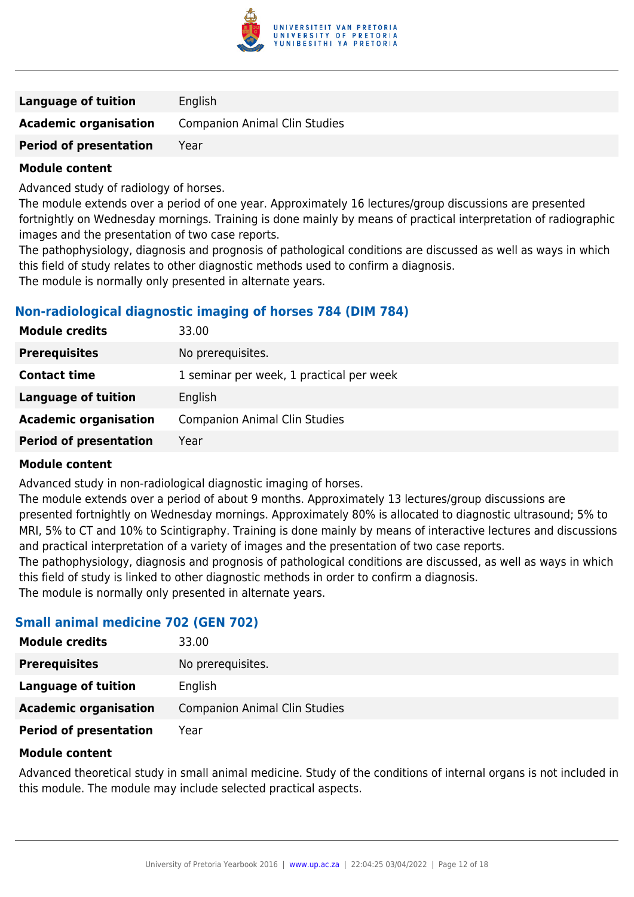| | |
|---|---|
| **Language of tuition** | English |
| **Academic organisation** | Companion Animal Clin Studies |
| **Period of presentation** | Year |

**Module content**

Advanced study of radiology of horses.
The module extends over a period of one year. Approximately 16 lectures/group discussions are presented fortnightly on Wednesday mornings. Training is done mainly by means of practical interpretation of radiographic images and the presentation of two case reports.
The pathophysiology, diagnosis and prognosis of pathological conditions are discussed as well as ways in which this field of study relates to other diagnostic methods used to confirm a diagnosis.
The module is normally only presented in alternate years.

### Non-radiological diagnostic imaging of horses 784 (DIM 784)

| | |
|---|---|
| **Module credits** | 33.00 |
| **Prerequisites** | No prerequisites. |
| **Contact time** | 1 seminar per week, 1 practical per week |
| **Language of tuition** | English |
| **Academic organisation** | Companion Animal Clin Studies |
| **Period of presentation** | Year |

**Module content**

Advanced study in non-radiological diagnostic imaging of horses.
The module extends over a period of about 9 months. Approximately 13 lectures/group discussions are presented fortnightly on Wednesday mornings. Approximately 80% is allocated to diagnostic ultrasound; 5% to MRI, 5% to CT and 10% to Scintigraphy. Training is done mainly by means of interactive lectures and discussions and practical interpretation of a variety of images and the presentation of two case reports.
The pathophysiology, diagnosis and prognosis of pathological conditions are discussed, as well as ways in which this field of study is linked to other diagnostic methods in order to confirm a diagnosis.
The module is normally only presented in alternate years.

### Small animal medicine 702 (GEN 702)

| | |
|---|---|
| **Module credits** | 33.00 |
| **Prerequisites** | No prerequisites. |
| **Language of tuition** | English |
| **Academic organisation** | Companion Animal Clin Studies |
| **Period of presentation** | Year |

**Module content**

Advanced theoretical study in small animal medicine. Study of the conditions of internal organs is not included in this module. The module may include selected practical aspects.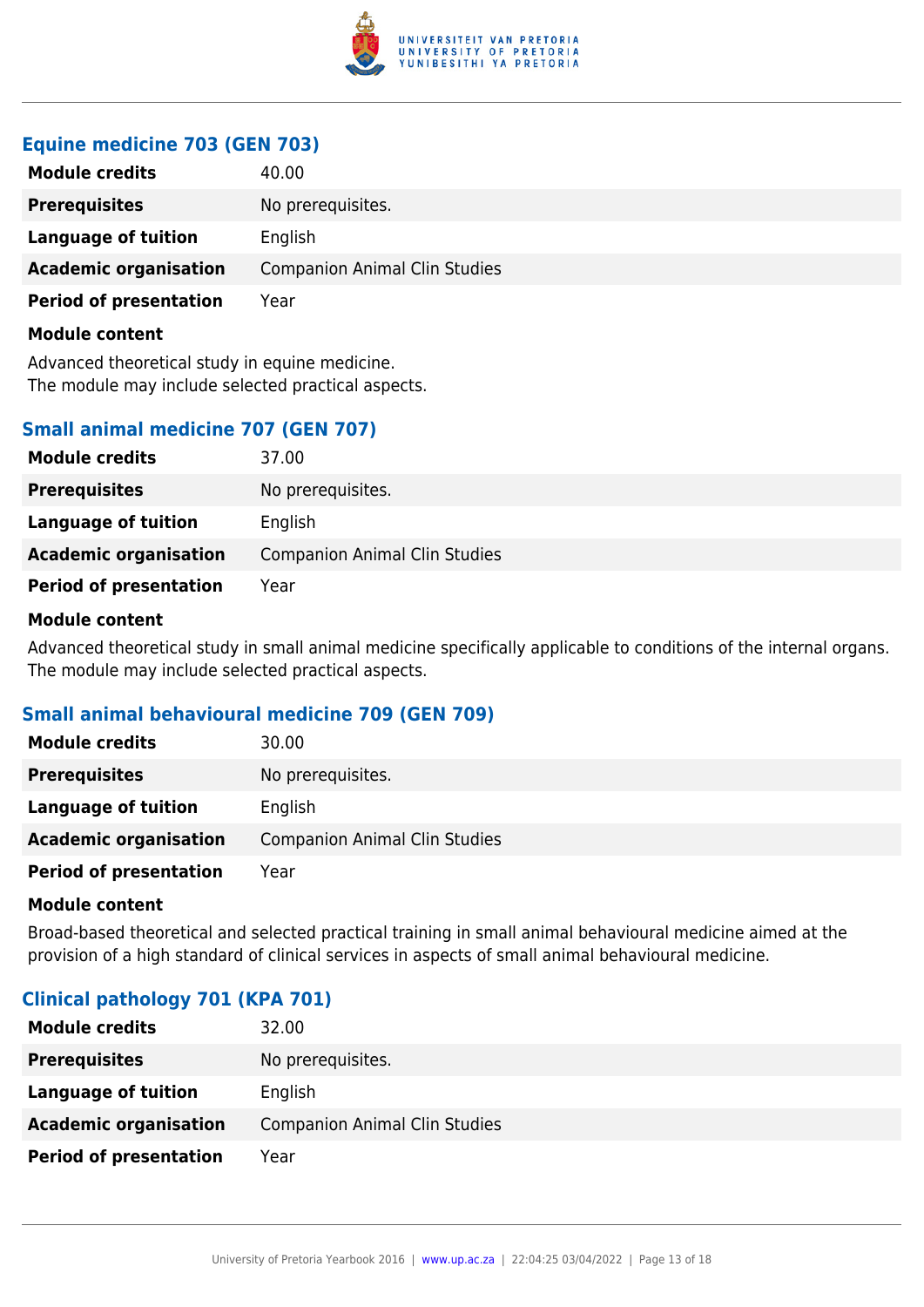### Equine medicine 703 (GEN 703)

| | |
|---|---|
| **Module credits** | 40.00 |
| **Prerequisites** | No prerequisites. |
| **Language of tuition** | English |
| **Academic organisation** | Companion Animal Clin Studies |
| **Period of presentation** | Year |

**Module content**

Advanced theoretical study in equine medicine.
The module may include selected practical aspects.

### Small animal medicine 707 (GEN 707)

| | |
|---|---|
| **Module credits** | 37.00 |
| **Prerequisites** | No prerequisites. |
| **Language of tuition** | English |
| **Academic organisation** | Companion Animal Clin Studies |
| **Period of presentation** | Year |

**Module content**

Advanced theoretical study in small animal medicine specifically applicable to conditions of the internal organs.
The module may include selected practical aspects.

### Small animal behavioural medicine 709 (GEN 709)

| | |
|---|---|
| **Module credits** | 30.00 |
| **Prerequisites** | No prerequisites. |
| **Language of tuition** | English |
| **Academic organisation** | Companion Animal Clin Studies |
| **Period of presentation** | Year |

**Module content**

Broad-based theoretical and selected practical training in small animal behavioural medicine aimed at the provision of a high standard of clinical services in aspects of small animal behavioural medicine.

### Clinical pathology 701 (KPA 701)

| | |
|---|---|
| **Module credits** | 32.00 |
| **Prerequisites** | No prerequisites. |
| **Language of tuition** | English |
| **Academic organisation** | Companion Animal Clin Studies |
| **Period of presentation** | Year |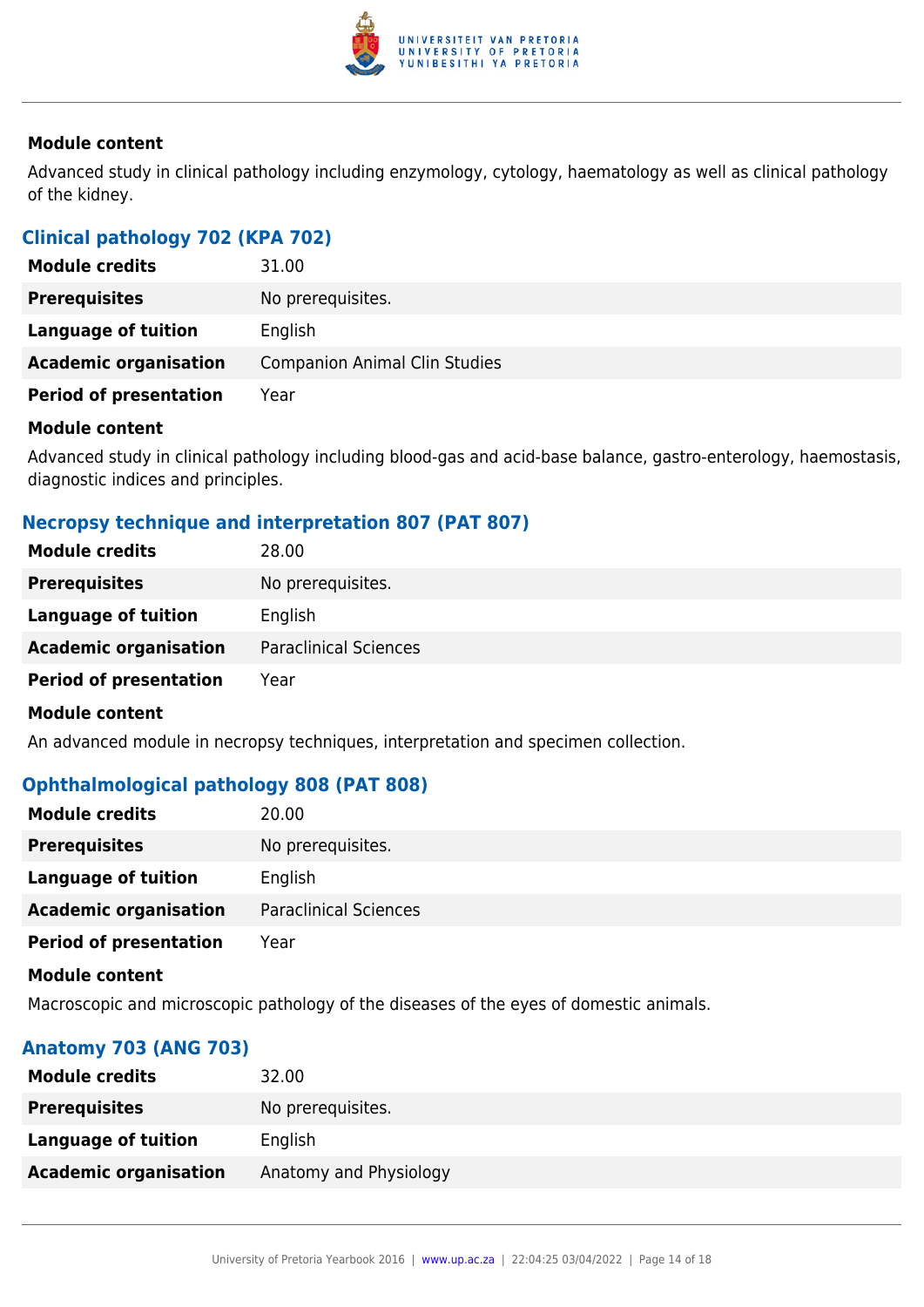#### Module content

Advanced study in clinical pathology including enzymology, cytology, haematology as well as clinical pathology of the kidney.

### Clinical pathology 702 (KPA 702)

| | |
|---|---|
| **Module credits** | 31.00 |
| **Prerequisites** | No prerequisites. |
| **Language of tuition** | English |
| **Academic organisation** | Companion Animal Clin Studies |
| **Period of presentation** | Year |

#### Module content

Advanced study in clinical pathology including blood-gas and acid-base balance, gastro-enterology, haemostasis, diagnostic indices and principles.

### Necropsy technique and interpretation 807 (PAT 807)

| | |
|---|---|
| **Module credits** | 28.00 |
| **Prerequisites** | No prerequisites. |
| **Language of tuition** | English |
| **Academic organisation** | Paraclinical Sciences |
| **Period of presentation** | Year |

#### Module content

An advanced module in necropsy techniques, interpretation and specimen collection.

### Ophthalmological pathology 808 (PAT 808)

| | |
|---|---|
| **Module credits** | 20.00 |
| **Prerequisites** | No prerequisites. |
| **Language of tuition** | English |
| **Academic organisation** | Paraclinical Sciences |
| **Period of presentation** | Year |

#### Module content

Macroscopic and microscopic pathology of the diseases of the eyes of domestic animals.

### Anatomy 703 (ANG 703)

| | |
|---|---|
| **Module credits** | 32.00 |
| **Prerequisites** | No prerequisites. |
| **Language of tuition** | English |
| **Academic organisation** | Anatomy and Physiology |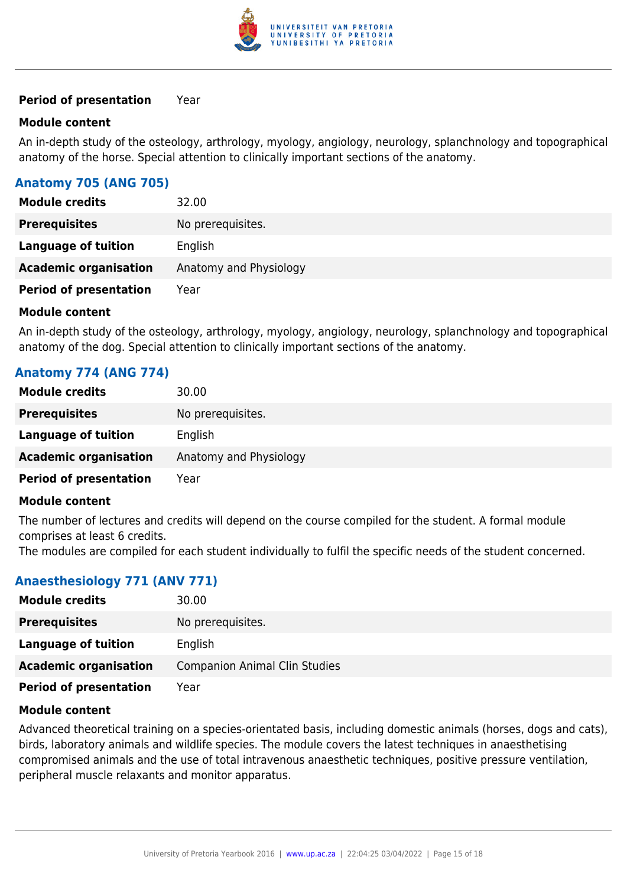| | |
|---|---|
| **Period of presentation** | Year |

**Module content**

An in-depth study of the osteology, arthrology, myology, angiology, neurology, splanchnology and topographical anatomy of the horse. Special attention to clinically important sections of the anatomy.

### Anatomy 705 (ANG 705)

| | |
|---|---|
| **Module credits** | 32.00 |
| **Prerequisites** | No prerequisites. |
| **Language of tuition** | English |
| **Academic organisation** | Anatomy and Physiology |
| **Period of presentation** | Year |

**Module content**

An in-depth study of the osteology, arthrology, myology, angiology, neurology, splanchnology and topographical anatomy of the dog. Special attention to clinically important sections of the anatomy.

### Anatomy 774 (ANG 774)

| | |
|---|---|
| **Module credits** | 30.00 |
| **Prerequisites** | No prerequisites. |
| **Language of tuition** | English |
| **Academic organisation** | Anatomy and Physiology |
| **Period of presentation** | Year |

**Module content**

The number of lectures and credits will depend on the course compiled for the student. A formal module comprises at least 6 credits.
The modules are compiled for each student individually to fulfil the specific needs of the student concerned.

### Anaesthesiology 771 (ANV 771)

| | |
|---|---|
| **Module credits** | 30.00 |
| **Prerequisites** | No prerequisites. |
| **Language of tuition** | English |
| **Academic organisation** | Companion Animal Clin Studies |
| **Period of presentation** | Year |

**Module content**

Advanced theoretical training on a species-orientated basis, including domestic animals (horses, dogs and cats), birds, laboratory animals and wildlife species. The module covers the latest techniques in anaesthetising compromised animals and the use of total intravenous anaesthetic techniques, positive pressure ventilation, peripheral muscle relaxants and monitor apparatus.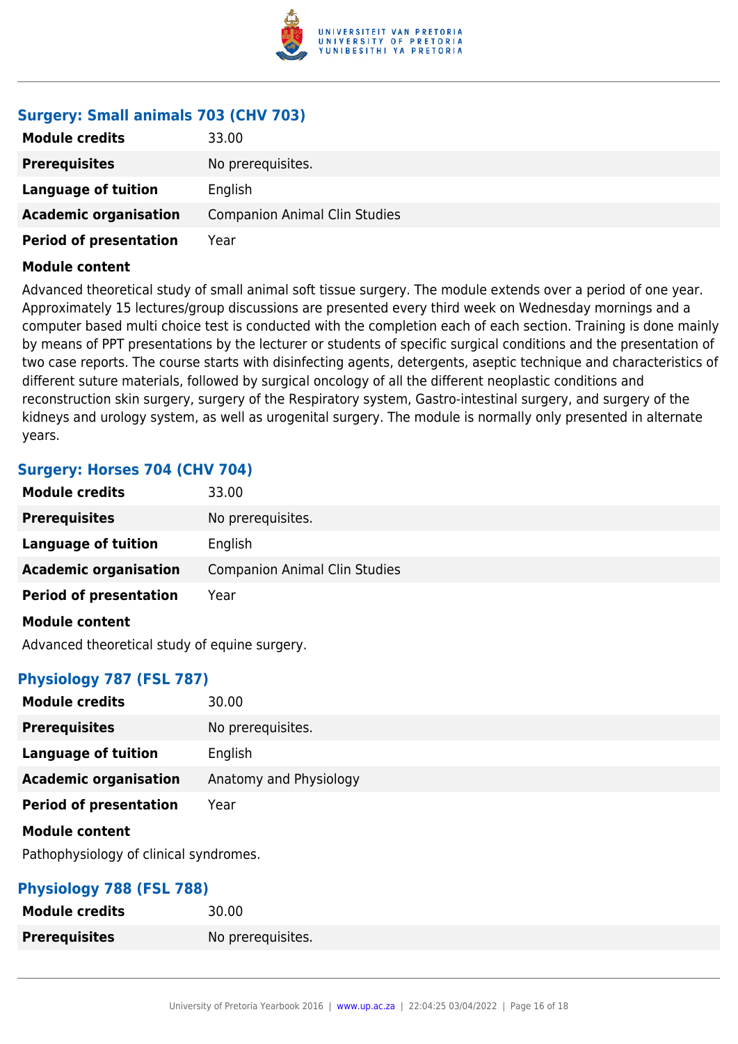### Surgery: Small animals 703 (CHV 703)

| | |
|---|---|
| **Module credits** | 33.00 |
| **Prerequisites** | No prerequisites. |
| **Language of tuition** | English |
| **Academic organisation** | Companion Animal Clin Studies |
| **Period of presentation** | Year |

**Module content**

Advanced theoretical study of small animal soft tissue surgery. The module extends over a period of one year. Approximately 15 lectures/group discussions are presented every third week on Wednesday mornings and a computer based multi choice test is conducted with the completion each of each section. Training is done mainly by means of PPT presentations by the lecturer or students of specific surgical conditions and the presentation of two case reports. The course starts with disinfecting agents, detergents, aseptic technique and characteristics of different suture materials, followed by surgical oncology of all the different neoplastic conditions and reconstruction skin surgery, surgery of the Respiratory system, Gastro-intestinal surgery, and surgery of the kidneys and urology system, as well as urogenital surgery. The module is normally only presented in alternate years.

### Surgery: Horses 704 (CHV 704)

| | |
|---|---|
| **Module credits** | 33.00 |
| **Prerequisites** | No prerequisites. |
| **Language of tuition** | English |
| **Academic organisation** | Companion Animal Clin Studies |
| **Period of presentation** | Year |

**Module content**

Advanced theoretical study of equine surgery.

### Physiology 787 (FSL 787)

| | |
|---|---|
| **Module credits** | 30.00 |
| **Prerequisites** | No prerequisites. |
| **Language of tuition** | English |
| **Academic organisation** | Anatomy and Physiology |
| **Period of presentation** | Year |

**Module content**

Pathophysiology of clinical syndromes.

### Physiology 788 (FSL 788)

| | |
|---|---|
| **Module credits** | 30.00 |
| **Prerequisites** | No prerequisites. |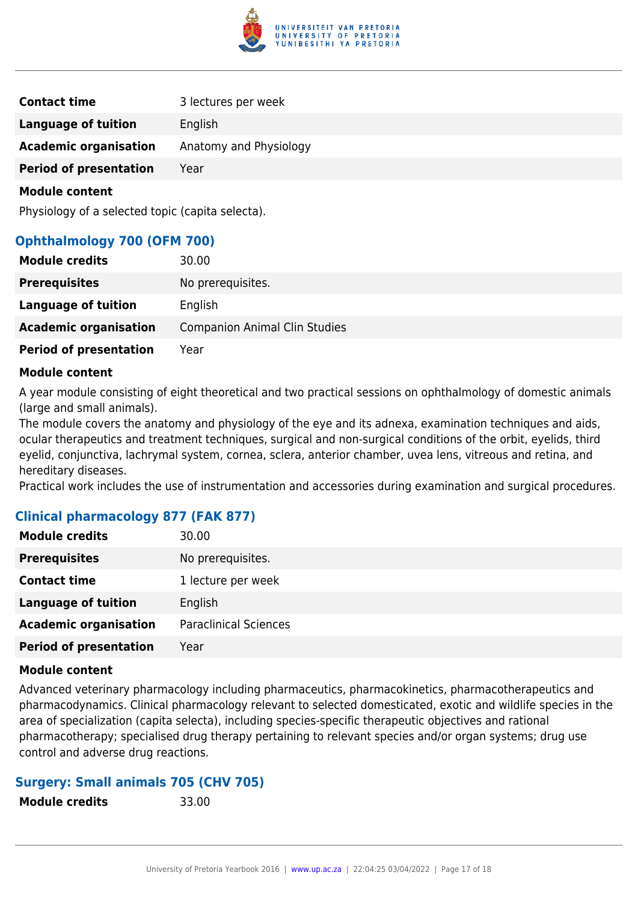| | |
|---|---|
| **Contact time** | 3 lectures per week |
| **Language of tuition** | English |
| **Academic organisation** | Anatomy and Physiology |
| **Period of presentation** | Year |

**Module content**

Physiology of a selected topic (capita selecta).

### Ophthalmology 700 (OFM 700)

| | |
|---|---|
| **Module credits** | 30.00 |
| **Prerequisites** | No prerequisites. |
| **Language of tuition** | English |
| **Academic organisation** | Companion Animal Clin Studies |
| **Period of presentation** | Year |

**Module content**

A year module consisting of eight theoretical and two practical sessions on ophthalmology of domestic animals (large and small animals).
The module covers the anatomy and physiology of the eye and its adnexa, examination techniques and aids, ocular therapeutics and treatment techniques, surgical and non-surgical conditions of the orbit, eyelids, third eyelid, conjunctiva, lachrymal system, cornea, sclera, anterior chamber, uvea lens, vitreous and retina, and hereditary diseases.
Practical work includes the use of instrumentation and accessories during examination and surgical procedures.

### Clinical pharmacology 877 (FAK 877)

| | |
|---|---|
| **Module credits** | 30.00 |
| **Prerequisites** | No prerequisites. |
| **Contact time** | 1 lecture per week |
| **Language of tuition** | English |
| **Academic organisation** | Paraclinical Sciences |
| **Period of presentation** | Year |

**Module content**

Advanced veterinary pharmacology including pharmaceutics, pharmacokinetics, pharmacotherapeutics and pharmacodynamics. Clinical pharmacology relevant to selected domesticated, exotic and wildlife species in the area of specialization (capita selecta), including species-specific therapeutic objectives and rational pharmacotherapy; specialised drug therapy pertaining to relevant species and/or organ systems; drug use control and adverse drug reactions.

### Surgery: Small animals 705 (CHV 705)

| | |
|---|---|
| **Module credits** | 33.00 |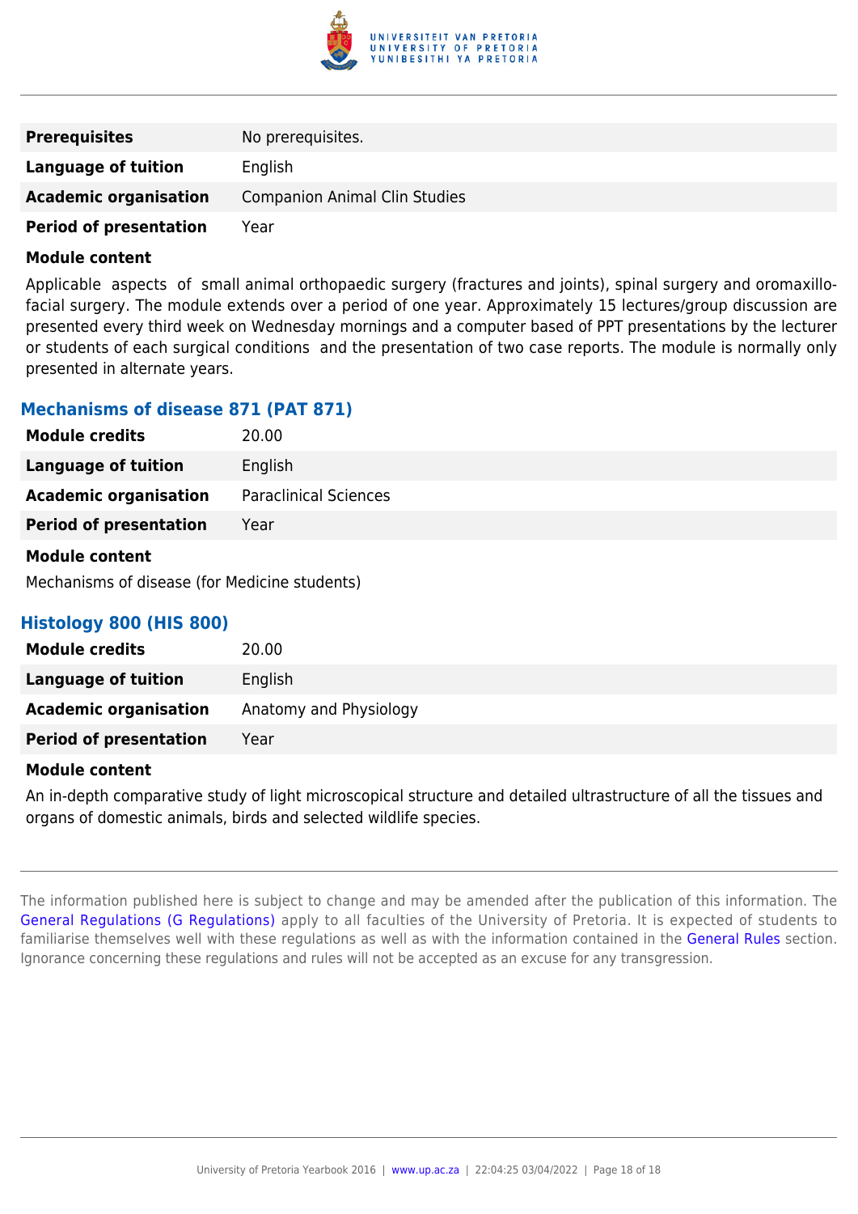| | |
|---|---|
| **Prerequisites** | No prerequisites. |
| **Language of tuition** | English |
| **Academic organisation** | Companion Animal Clin Studies |
| **Period of presentation** | Year |

**Module content**

Applicable aspects of small animal orthopaedic surgery (fractures and joints), spinal surgery and oromaxillo-facial surgery. The module extends over a period of one year. Approximately 15 lectures/group discussion are presented every third week on Wednesday mornings and a computer based of PPT presentations by the lecturer or students of each surgical conditions and the presentation of two case reports. The module is normally only presented in alternate years.

### Mechanisms of disease 871 (PAT 871)

| | |
|---|---|
| **Module credits** | 20.00 |
| **Language of tuition** | English |
| **Academic organisation** | Paraclinical Sciences |
| **Period of presentation** | Year |

**Module content**

Mechanisms of disease (for Medicine students)

### Histology 800 (HIS 800)

| | |
|---|---|
| **Module credits** | 20.00 |
| **Language of tuition** | English |
| **Academic organisation** | Anatomy and Physiology |
| **Period of presentation** | Year |

**Module content**

An in-depth comparative study of light microscopical structure and detailed ultrastructure of all the tissues and organs of domestic animals, birds and selected wildlife species.

The information published here is subject to change and may be amended after the publication of this information. The General Regulations (G Regulations) apply to all faculties of the University of Pretoria. It is expected of students to familiarise themselves well with these regulations as well as with the information contained in the General Rules section. Ignorance concerning these regulations and rules will not be accepted as an excuse for any transgression.